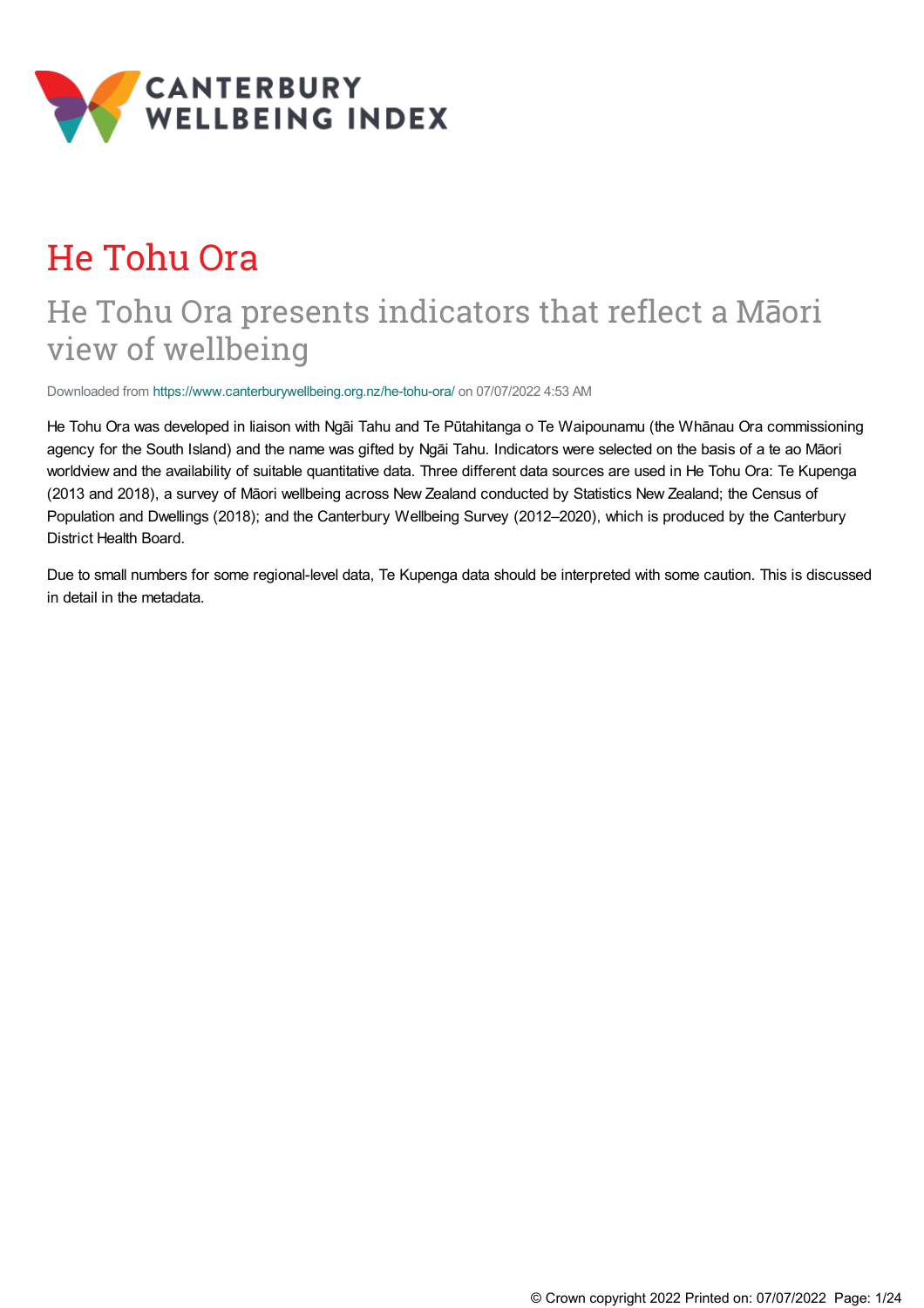CANTERBURY WELLBEING INDEX

# He Tohu Ora

## He Tohu Ora presents indicators that reflect a Māori view of wellbeing

Downloaded from https://www.canterburywellbeing.org.nz/he-tohu-ora/ on 07/07/2022 4:53 AM

He Tohu Ora was developed in liaison with Ngāi Tahu and Te Pūtahitanga o Te Waipounamu (the Whānau Ora commissioning agency for the South Island) and the name was gifted by Ngāi Tahu. Indicators were selected on the basis of a te ao Māori worldview and the availability of suitable quantitative data. Three different data sources are used in He Tohu Ora: Te Kupenga (2013 and 2018), a survey of Māori wellbeing across New Zealand conducted by Statistics New Zealand; the Census of Population and Dwellings (2018); and the Canterbury Wellbeing Survey (2012–2020), which is produced by the Canterbury District Health Board.

Due to small numbers for some regional-level data, Te Kupenga data should be interpreted with some caution. This is discussed in detail in the metadata.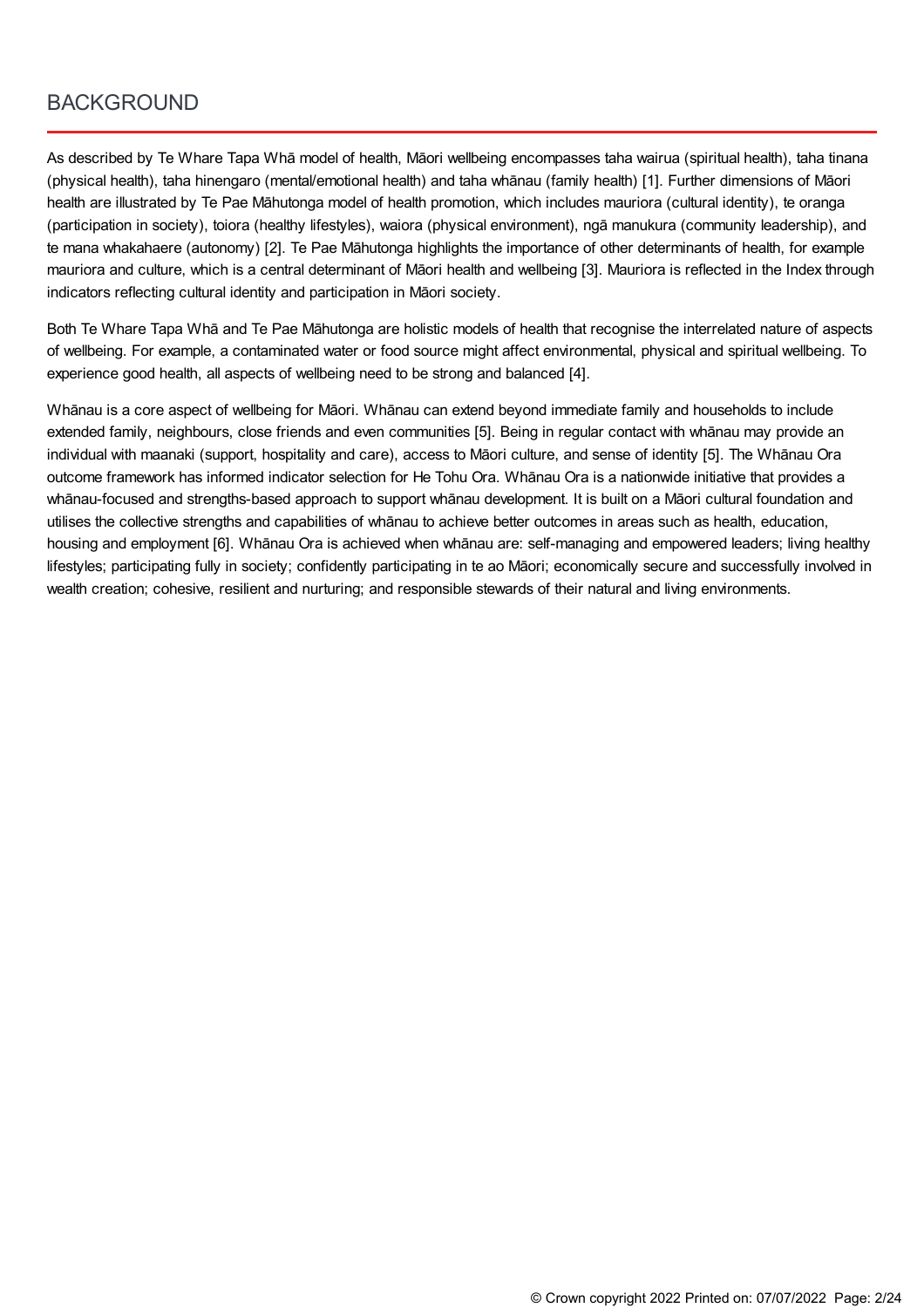## BACKGROUND

As described by Te Whare Tapa Whā model of health, Māori wellbeing encompasses taha wairua (spiritual health), taha tinana (physical health), taha hinengaro (mental/emotional health) and taha whānau (family health) [1]. Further dimensions of Māori health are illustrated by Te Pae Māhutonga model of health promotion, which includes mauriora (cultural identity), te oranga (participation in society), toiora (healthy lifestyles), waiora (physical environment), ngā manukura (community leadership), and te mana whakahaere (autonomy) [2]. Te Pae Māhutonga highlights the importance of other determinants of health, for example mauriora and culture, which is a central determinant of Māori health and wellbeing [3]. Mauriora is reflected in the Index through indicators reflecting cultural identity and participation in Māori society.

Both Te Whare Tapa Whā and Te Pae Māhutonga are holistic models of health that recognise the interrelated nature of aspects of wellbeing. For example, a contaminated water or food source might affect environmental, physical and spiritual wellbeing. To experience good health, all aspects of wellbeing need to be strong and balanced [4].

Whānau is a core aspect of wellbeing for Māori. Whānau can extend beyond immediate family and households to include extended family, neighbours, close friends and even communities [5]. Being in regular contact with whānau may provide an individual with maanaki (support, hospitality and care), access to Māori culture, and sense of identity [5]. The Whānau Ora outcome framework has informed indicator selection for He Tohu Ora. Whānau Ora is a nationwide initiative that provides a whānau-focused and strengths-based approach to support whānau development. It is built on a Māori cultural foundation and utilises the collective strengths and capabilities of whānau to achieve better outcomes in areas such as health, education, housing and employment [6]. Whānau Ora is achieved when whānau are: self-managing and empowered leaders; living healthy lifestyles; participating fully in society; confidently participating in te ao Māori; economically secure and successfully involved in wealth creation; cohesive, resilient and nurturing; and responsible stewards of their natural and living environments.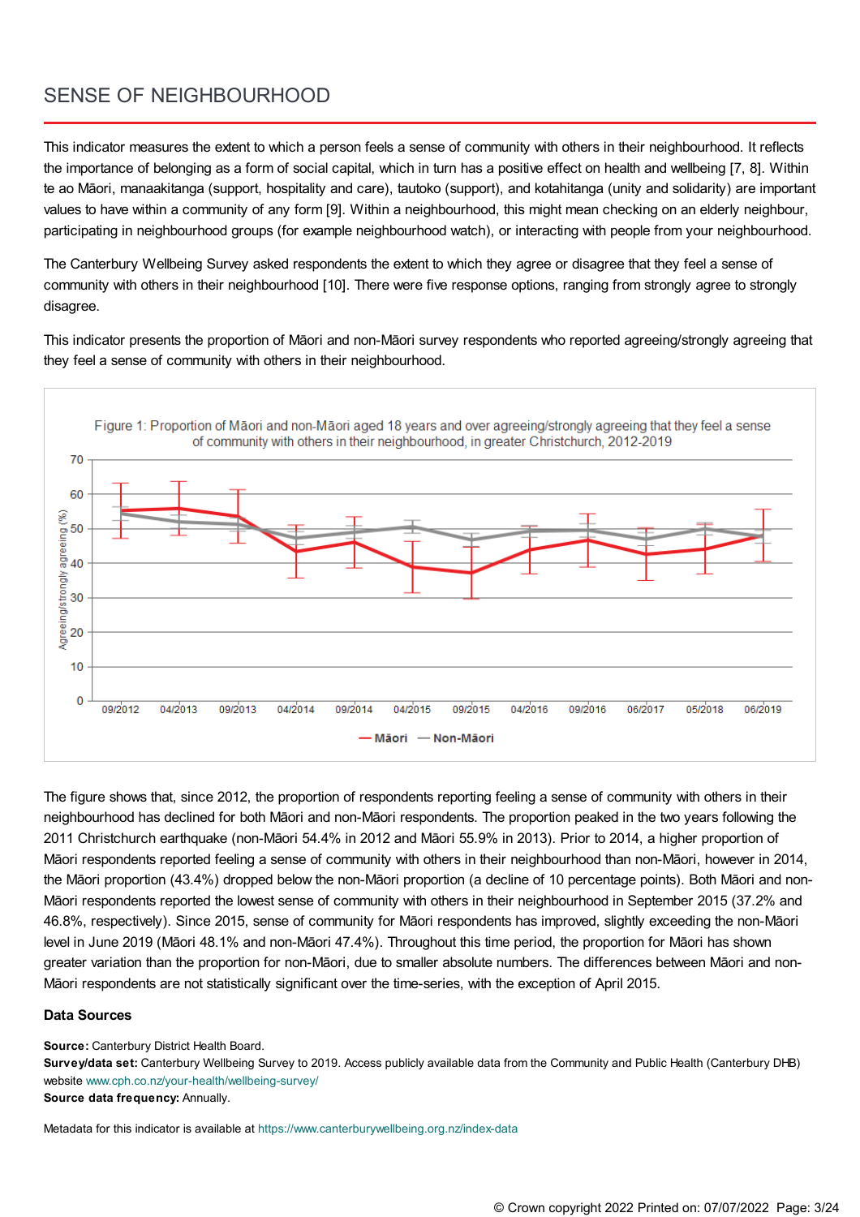# SENSE OF NEIGHBOURHOOD

This indicator measures the extent to which a person feels a sense of community with others in their neighbourhood. It reflects the importance of belonging as a form of social capital, which in turn has a positive effect on health and wellbeing [7, 8]. Within te ao Māori, manaakitanga (support, hospitality and care), tautoko (support), and kotahitanga (unity and solidarity) are important values to have within a community of any form [9]. Within a neighbourhood, this might mean checking on an elderly neighbour, participating in neighbourhood groups (for example neighbourhood watch), or interacting with people from your neighbourhood.

The Canterbury Wellbeing Survey asked respondents the extent to which they agree or disagree that they feel a sense of community with others in their neighbourhood [10]. There were five response options, ranging from strongly agree to strongly disagree.

This indicator presents the proportion of Māori and non-Māori survey respondents who reported agreeing/strongly agreeing that they feel a sense of community with others in their neighbourhood.

Figure 1: Proportion of Māori and non-Māori aged 18 years and over agreeing/strongly agreeing that they feel a sense of community with others in their neighbourhood, in greater Christchurch, 2012-2019

The figure shows that, since 2012, the proportion of respondents reporting feeling a sense of community with others in their neighbourhood has declined for both Māori and non-Māori respondents. The proportion peaked in the two years following the 2011 Christchurch earthquake (non-Māori 54.4% in 2012 and Māori 55.9% in 2013). Prior to 2014, a higher proportion of Māori respondents reported feeling a sense of community with others in their neighbourhood than non-Māori, however in 2014, the Māori proportion (43.4%) dropped below the non-Māori proportion (a decline of 10 percentage points). Both Māori and non-Māori respondents reported the lowest sense of community with others in their neighbourhood in September 2015 (37.2% and 46.8%, respectively). Since 2015, sense of community for Māori respondents has improved, slightly exceeding the non-Māori level in June 2019 (Māori 48.1% and non-Māori 47.4%). Throughout this time period, the proportion for Māori has shown greater variation than the proportion for non-Māori, due to smaller absolute numbers. The differences between Māori and non-Māori respondents are not statistically significant over the time-series, with the exception of April 2015.

### Data Sources

**Source:** Canterbury District Health Board.
**Survey/data set:** Canterbury Wellbeing Survey to 2019. Access publicly available data from the Community and Public Health (Canterbury DHB) website www.cph.co.nz/your-health/wellbeing-survey/
**Source data frequency:** Annually.

Metadata for this indicator is available at https://www.canterburywellbeing.org.nz/index-data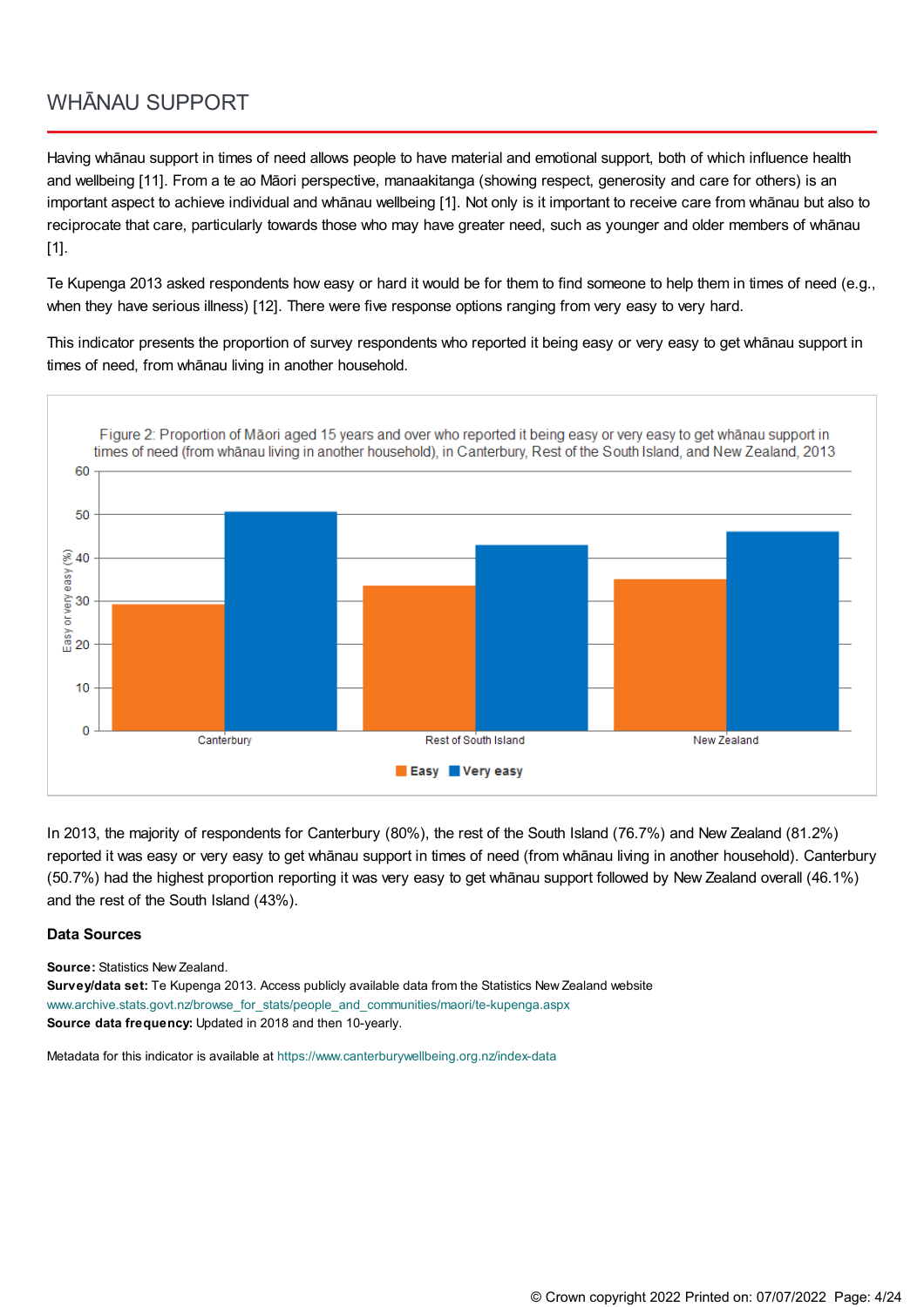# WHĀNAU SUPPORT

Having whānau support in times of need allows people to have material and emotional support, both of which influence health and wellbeing [11]. From a te ao Māori perspective, manaakitanga (showing respect, generosity and care for others) is an important aspect to achieve individual and whānau wellbeing [1]. Not only is it important to receive care from whānau but also to reciprocate that care, particularly towards those who may have greater need, such as younger and older members of whānau [1].

Te Kupenga 2013 asked respondents how easy or hard it would be for them to find someone to help them in times of need (e.g., when they have serious illness) [12]. There were five response options ranging from very easy to very hard.

This indicator presents the proportion of survey respondents who reported it being easy or very easy to get whānau support in times of need, from whānau living in another household.

Figure 2: Proportion of Māori aged 15 years and over who reported it being easy or very easy to get whānau support in times of need (from whānau living in another household), in Canterbury, Rest of the South Island, and New Zealand, 2013

In 2013, the majority of respondents for Canterbury (80%), the rest of the South Island (76.7%) and New Zealand (81.2%) reported it was easy or very easy to get whānau support in times of need (from whānau living in another household). Canterbury (50.7%) had the highest proportion reporting it was very easy to get whānau support followed by New Zealand overall (46.1%) and the rest of the South Island (43%).

### Data Sources

**Source:** Statistics New Zealand.
**Survey/data set:** Te Kupenga 2013. Access publicly available data from the Statistics New Zealand website www.archive.stats.govt.nz/browse_for_stats/people_and_communities/maori/te-kupenga.aspx
**Source data frequency:** Updated in 2018 and then 10-yearly.

Metadata for this indicator is available at https://www.canterburywellbeing.org.nz/index-data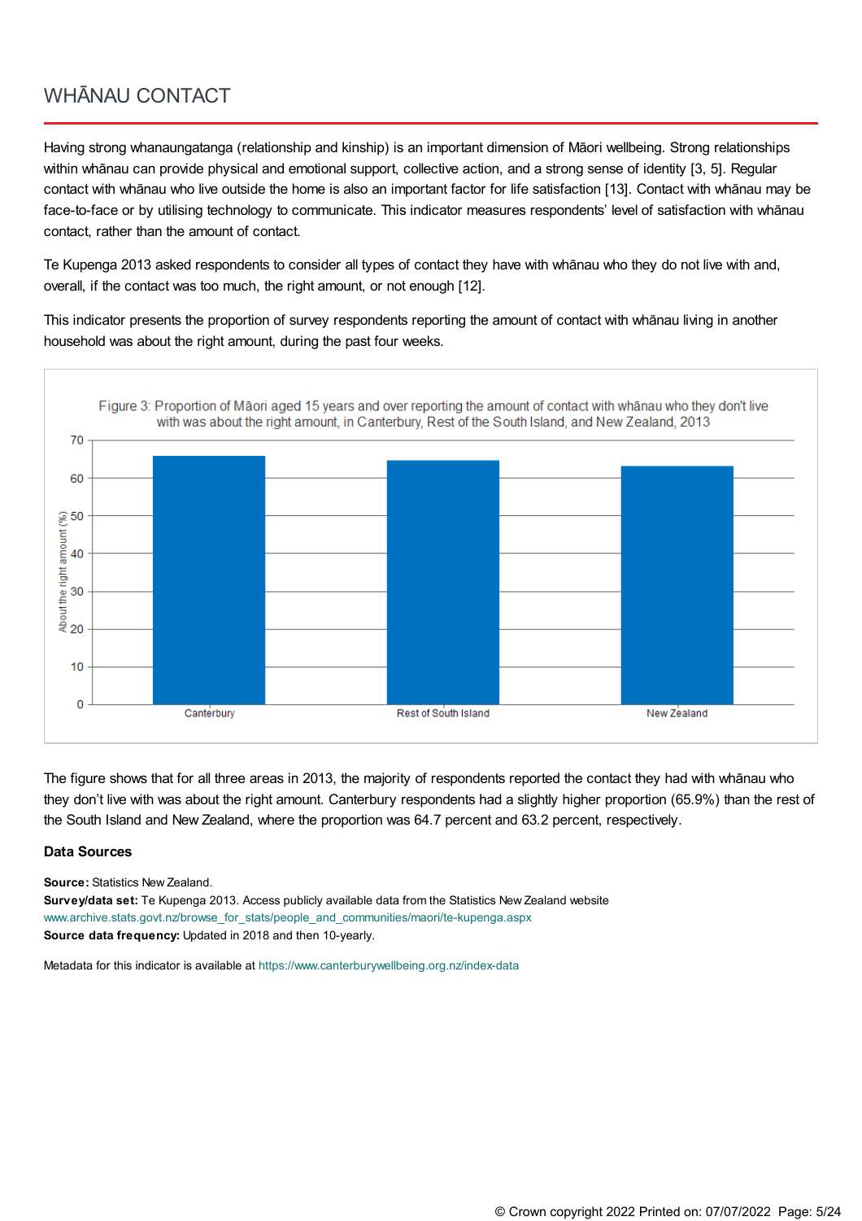# WHĀNAU CONTACT

Having strong whanaungatanga (relationship and kinship) is an important dimension of Māori wellbeing. Strong relationships within whānau can provide physical and emotional support, collective action, and a strong sense of identity [3, 5]. Regular contact with whānau who live outside the home is also an important factor for life satisfaction [13]. Contact with whānau may be face-to-face or by utilising technology to communicate. This indicator measures respondents' level of satisfaction with whānau contact, rather than the amount of contact.

Te Kupenga 2013 asked respondents to consider all types of contact they have with whānau who they do not live with and, overall, if the contact was too much, the right amount, or not enough [12].

This indicator presents the proportion of survey respondents reporting the amount of contact with whānau living in another household was about the right amount, during the past four weeks.

Figure 3: Proportion of Māori aged 15 years and over reporting the amount of contact with whānau who they don't live with was about the right amount, in Canterbury, Rest of the South Island, and New Zealand, 2013

The figure shows that for all three areas in 2013, the majority of respondents reported the contact they had with whānau who they don't live with was about the right amount. Canterbury respondents had a slightly higher proportion (65.9%) than the rest of the South Island and New Zealand, where the proportion was 64.7 percent and 63.2 percent, respectively.

### Data Sources

**Source:** Statistics New Zealand.
**Survey/data set:** Te Kupenga 2013. Access publicly available data from the Statistics New Zealand website www.archive.stats.govt.nz/browse_for_stats/people_and_communities/maori/te-kupenga.aspx
**Source data frequency:** Updated in 2018 and then 10-yearly.

Metadata for this indicator is available at https://www.canterburywellbeing.org.nz/index-data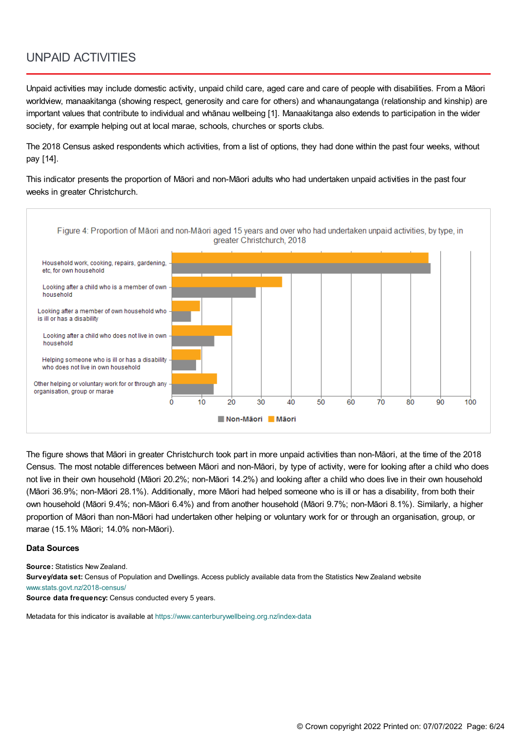# UNPAID ACTIVITIES

Unpaid activities may include domestic activity, unpaid child care, aged care and care of people with disabilities. From a Māori worldview, manaakitanga (showing respect, generosity and care for others) and whanaungatanga (relationship and kinship) are important values that contribute to individual and whānau wellbeing [1]. Manaakitanga also extends to participation in the wider society, for example helping out at local marae, schools, churches or sports clubs.

The 2018 Census asked respondents which activities, from a list of options, they had done within the past four weeks, without pay [14].

This indicator presents the proportion of Māori and non-Māori adults who had undertaken unpaid activities in the past four weeks in greater Christchurch.

Figure 4: Proportion of Māori and non-Māori aged 15 years and over who had undertaken unpaid activities, by type, in greater Christchurch, 2018

The figure shows that Māori in greater Christchurch took part in more unpaid activities than non-Māori, at the time of the 2018 Census. The most notable differences between Māori and non-Māori, by type of activity, were for looking after a child who does not live in their own household (Māori 20.2%; non-Māori 14.2%) and looking after a child who does live in their own household (Māori 36.9%; non-Māori 28.1%). Additionally, more Māori had helped someone who is ill or has a disability, from both their own household (Māori 9.4%; non-Māori 6.4%) and from another household (Māori 9.7%; non-Māori 8.1%). Similarly, a higher proportion of Māori than non-Māori had undertaken other helping or voluntary work for or through an organisation, group, or marae (15.1% Māori; 14.0% non-Māori).

### Data Sources

**Source:** Statistics New Zealand.
**Survey/data set:** Census of Population and Dwellings. Access publicly available data from the Statistics New Zealand website www.stats.govt.nz/2018-census/
**Source data frequency:** Census conducted every 5 years.

Metadata for this indicator is available at https://www.canterburywellbeing.org.nz/index-data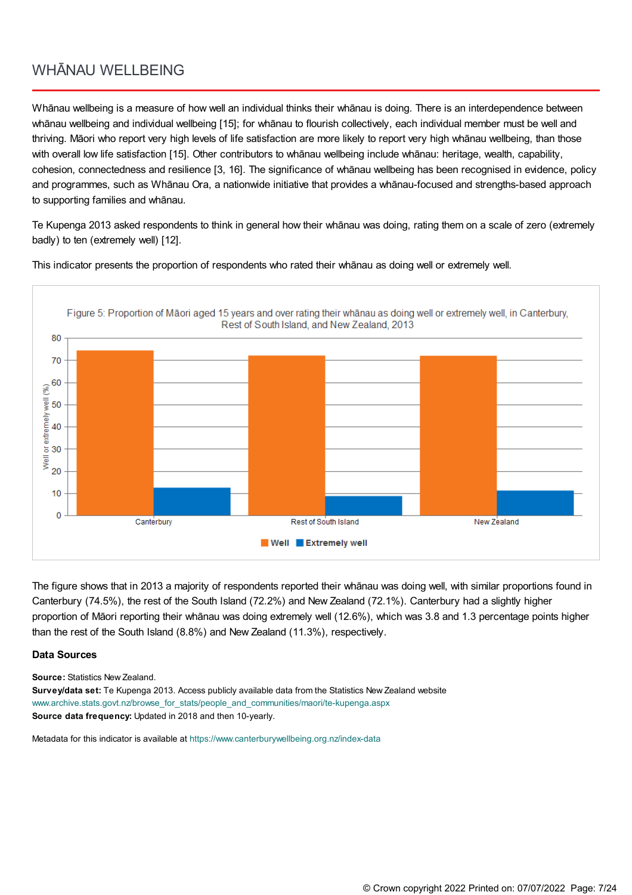# WHĀNAU WELLBEING

Whānau wellbeing is a measure of how well an individual thinks their whānau is doing. There is an interdependence between whānau wellbeing and individual wellbeing [15]; for whānau to flourish collectively, each individual member must be well and thriving. Māori who report very high levels of life satisfaction are more likely to report very high whānau wellbeing, than those with overall low life satisfaction [15]. Other contributors to whānau wellbeing include whānau: heritage, wealth, capability, cohesion, connectedness and resilience [3, 16]. The significance of whānau wellbeing has been recognised in evidence, policy and programmes, such as Whānau Ora, a nationwide initiative that provides a whānau-focused and strengths-based approach to supporting families and whānau.

Te Kupenga 2013 asked respondents to think in general how their whānau was doing, rating them on a scale of zero (extremely badly) to ten (extremely well) [12].

This indicator presents the proportion of respondents who rated their whānau as doing well or extremely well.

Figure 5: Proportion of Māori aged 15 years and over rating their whānau as doing well or extremely well, in Canterbury, Rest of South Island, and New Zealand, 2013

The figure shows that in 2013 a majority of respondents reported their whānau was doing well, with similar proportions found in Canterbury (74.5%), the rest of the South Island (72.2%) and New Zealand (72.1%). Canterbury had a slightly higher proportion of Māori reporting their whānau was doing extremely well (12.6%), which was 3.8 and 1.3 percentage points higher than the rest of the South Island (8.8%) and New Zealand (11.3%), respectively.

### Data Sources

**Source:** Statistics New Zealand.
**Survey/data set:** Te Kupenga 2013. Access publicly available data from the Statistics New Zealand website www.archive.stats.govt.nz/browse_for_stats/people_and_communities/maori/te-kupenga.aspx
**Source data frequency:** Updated in 2018 and then 10-yearly.

Metadata for this indicator is available at https://www.canterburywellbeing.org.nz/index-data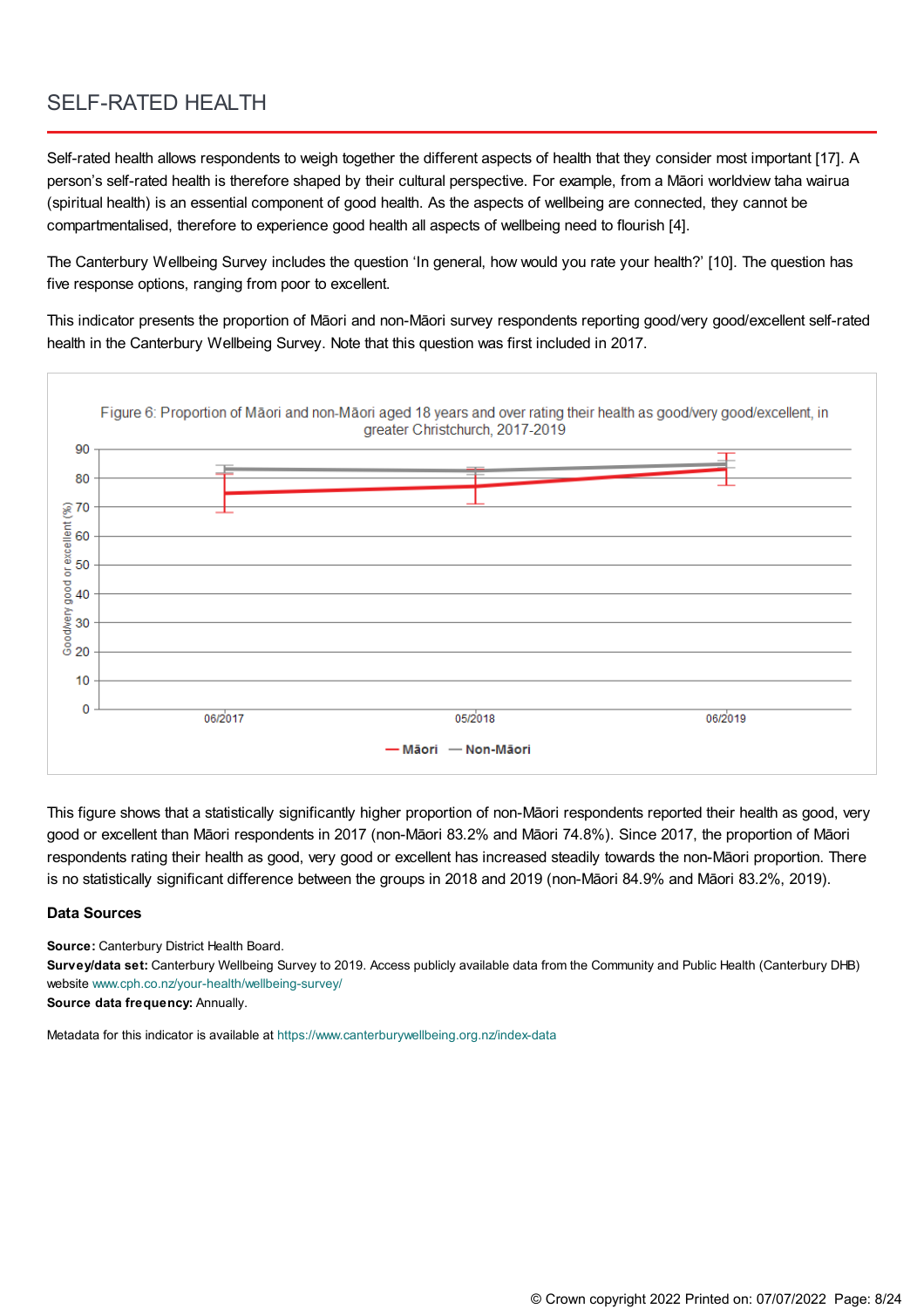# SELF-RATED HEALTH

Self-rated health allows respondents to weigh together the different aspects of health that they consider most important [17]. A person's self-rated health is therefore shaped by their cultural perspective. For example, from a Māori worldview taha wairua (spiritual health) is an essential component of good health. As the aspects of wellbeing are connected, they cannot be compartmentalised, therefore to experience good health all aspects of wellbeing need to flourish [4].

The Canterbury Wellbeing Survey includes the question 'In general, how would you rate your health?' [10]. The question has five response options, ranging from poor to excellent.

This indicator presents the proportion of Māori and non-Māori survey respondents reporting good/very good/excellent self-rated health in the Canterbury Wellbeing Survey. Note that this question was first included in 2017.

Figure 6: Proportion of Māori and non-Māori aged 18 years and over rating their health as good/very good/excellent, in greater Christchurch, 2017-2019

This figure shows that a statistically significantly higher proportion of non-Māori respondents reported their health as good, very good or excellent than Māori respondents in 2017 (non-Māori 83.2% and Māori 74.8%). Since 2017, the proportion of Māori respondents rating their health as good, very good or excellent has increased steadily towards the non-Māori proportion. There is no statistically significant difference between the groups in 2018 and 2019 (non-Māori 84.9% and Māori 83.2%, 2019).

### Data Sources

**Source:** Canterbury District Health Board.
**Survey/data set:** Canterbury Wellbeing Survey to 2019. Access publicly available data from the Community and Public Health (Canterbury DHB) website www.cph.co.nz/your-health/wellbeing-survey/
**Source data frequency:** Annually.

Metadata for this indicator is available at https://www.canterburywellbeing.org.nz/index-data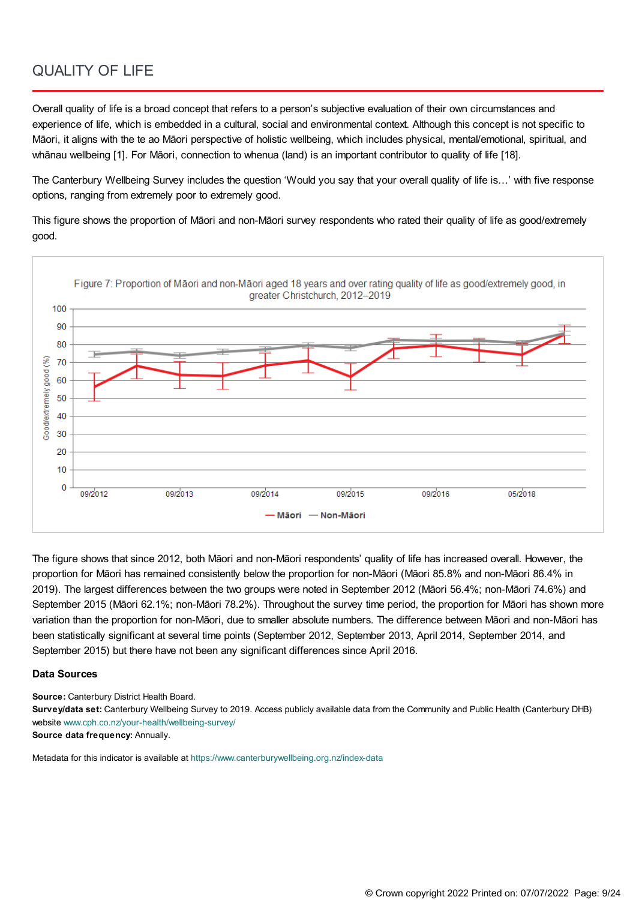# QUALITY OF LIFE

Overall quality of life is a broad concept that refers to a person's subjective evaluation of their own circumstances and experience of life, which is embedded in a cultural, social and environmental context. Although this concept is not specific to Māori, it aligns with the te ao Māori perspective of holistic wellbeing, which includes physical, mental/emotional, spiritual, and whānau wellbeing [1]. For Māori, connection to whenua (land) is an important contributor to quality of life [18].

The Canterbury Wellbeing Survey includes the question 'Would you say that your overall quality of life is…' with five response options, ranging from extremely poor to extremely good.

This figure shows the proportion of Māori and non-Māori survey respondents who rated their quality of life as good/extremely good.

Figure 7: Proportion of Māori and non-Māori aged 18 years and over rating quality of life as good/extremely good, in greater Christchurch, 2012–2019

The figure shows that since 2012, both Māori and non-Māori respondents' quality of life has increased overall. However, the proportion for Māori has remained consistently below the proportion for non-Māori (Māori 85.8% and non-Māori 86.4% in 2019). The largest differences between the two groups were noted in September 2012 (Māori 56.4%; non-Māori 74.6%) and September 2015 (Māori 62.1%; non-Māori 78.2%). Throughout the survey time period, the proportion for Māori has shown more variation than the proportion for non-Māori, due to smaller absolute numbers. The difference between Māori and non-Māori has been statistically significant at several time points (September 2012, September 2013, April 2014, September 2014, and September 2015) but there have not been any significant differences since April 2016.

**Data Sources**

**Source:** Canterbury District Health Board.
**Survey/data set:** Canterbury Wellbeing Survey to 2019. Access publicly available data from the Community and Public Health (Canterbury DHB) website www.cph.co.nz/your-health/wellbeing-survey/
**Source data frequency:** Annually.

Metadata for this indicator is available at https://www.canterburywellbeing.org.nz/index-data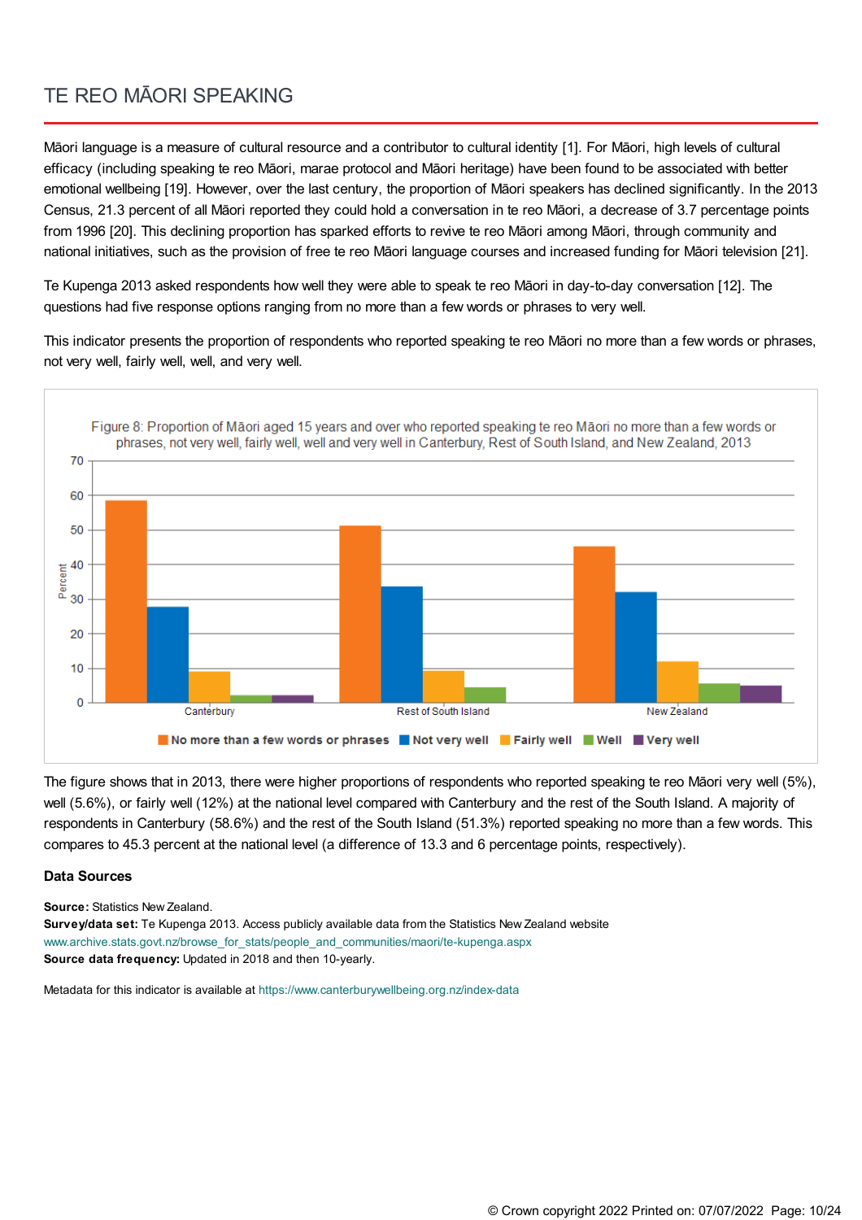# TE REO MĀORI SPEAKING

Māori language is a measure of cultural resource and a contributor to cultural identity [1]. For Māori, high levels of cultural efficacy (including speaking te reo Māori, marae protocol and Māori heritage) have been found to be associated with better emotional wellbeing [19]. However, over the last century, the proportion of Māori speakers has declined significantly. In the 2013 Census, 21.3 percent of all Māori reported they could hold a conversation in te reo Māori, a decrease of 3.7 percentage points from 1996 [20]. This declining proportion has sparked efforts to revive te reo Māori among Māori, through community and national initiatives, such as the provision of free te reo Māori language courses and increased funding for Māori television [21].

Te Kupenga 2013 asked respondents how well they were able to speak te reo Māori in day-to-day conversation [12]. The questions had five response options ranging from no more than a few words or phrases to very well.

This indicator presents the proportion of respondents who reported speaking te reo Māori no more than a few words or phrases, not very well, fairly well, well, and very well.

Figure 8: Proportion of Māori aged 15 years and over who reported speaking te reo Māori no more than a few words or phrases, not very well, fairly well, well and very well in Canterbury, Rest of South Island, and New Zealand, 2013

The figure shows that in 2013, there were higher proportions of respondents who reported speaking te reo Māori very well (5%), well (5.6%), or fairly well (12%) at the national level compared with Canterbury and the rest of the South Island. A majority of respondents in Canterbury (58.6%) and the rest of the South Island (51.3%) reported speaking no more than a few words. This compares to 45.3 percent at the national level (a difference of 13.3 and 6 percentage points, respectively).

### Data Sources

**Source:** Statistics New Zealand.
**Survey/data set:** Te Kupenga 2013. Access publicly available data from the Statistics New Zealand website www.archive.stats.govt.nz/browse_for_stats/people_and_communities/maori/te-kupenga.aspx
**Source data frequency:** Updated in 2018 and then 10-yearly.

Metadata for this indicator is available at https://www.canterburywellbeing.org.nz/index-data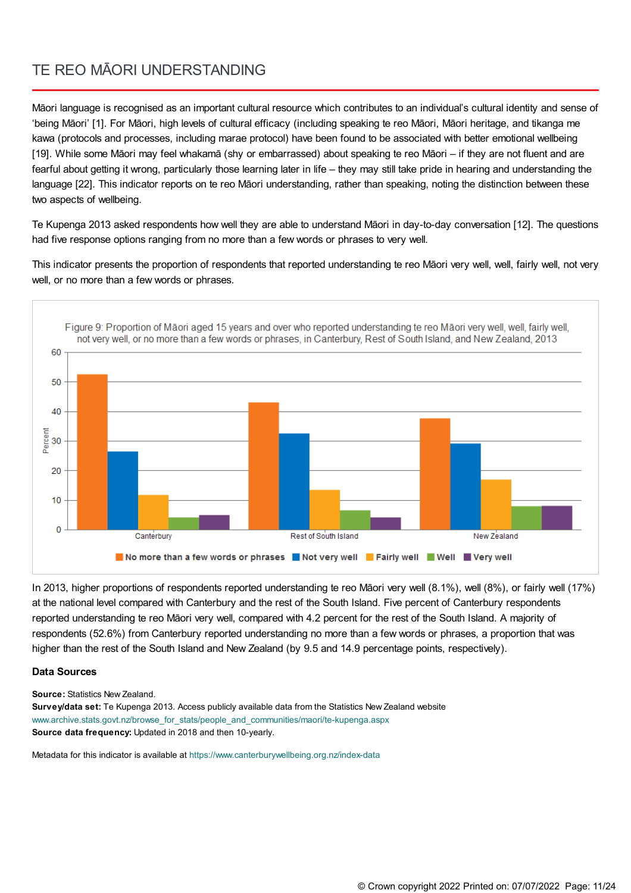# TE REO MĀORI UNDERSTANDING

Māori language is recognised as an important cultural resource which contributes to an individual's cultural identity and sense of 'being Māori' [1]. For Māori, high levels of cultural efficacy (including speaking te reo Māori, Māori heritage, and tikanga me kawa (protocols and processes, including marae protocol) have been found to be associated with better emotional wellbeing [19]. While some Māori may feel whakamā (shy or embarrassed) about speaking te reo Māori – if they are not fluent and are fearful about getting it wrong, particularly those learning later in life – they may still take pride in hearing and understanding the language [22]. This indicator reports on te reo Māori understanding, rather than speaking, noting the distinction between these two aspects of wellbeing.

Te Kupenga 2013 asked respondents how well they are able to understand Māori in day-to-day conversation [12]. The questions had five response options ranging from no more than a few words or phrases to very well.

This indicator presents the proportion of respondents that reported understanding te reo Māori very well, well, fairly well, not very well, or no more than a few words or phrases.

Figure 9: Proportion of Māori aged 15 years and over who reported understanding te reo Māori very well, well, fairly well, not very well, or no more than a few words or phrases, in Canterbury, Rest of South Island, and New Zealand, 2013

In 2013, higher proportions of respondents reported understanding te reo Māori very well (8.1%), well (8%), or fairly well (17%) at the national level compared with Canterbury and the rest of the South Island. Five percent of Canterbury respondents reported understanding te reo Māori very well, compared with 4.2 percent for the rest of the South Island. A majority of respondents (52.6%) from Canterbury reported understanding no more than a few words or phrases, a proportion that was higher than the rest of the South Island and New Zealand (by 9.5 and 14.9 percentage points, respectively).

### Data Sources

**Source:** Statistics New Zealand.
**Survey/data set:** Te Kupenga 2013. Access publicly available data from the Statistics New Zealand website
www.archive.stats.govt.nz/browse_for_stats/people_and_communities/maori/te-kupenga.aspx
**Source data frequency:** Updated in 2018 and then 10-yearly.

Metadata for this indicator is available at https://www.canterburywellbeing.org.nz/index-data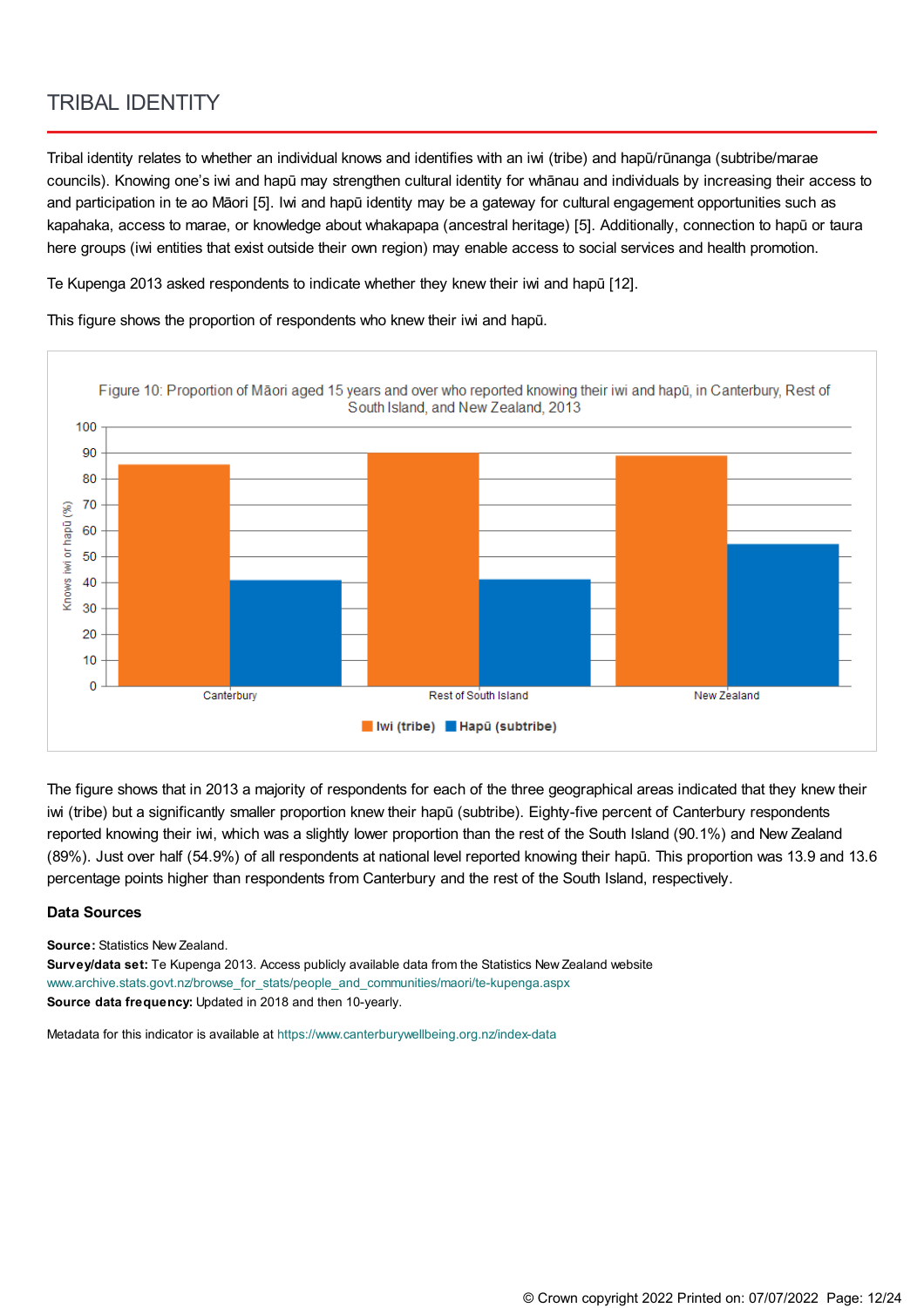# TRIBAL IDENTITY

Tribal identity relates to whether an individual knows and identifies with an iwi (tribe) and hapū/rūnanga (subtribe/marae councils). Knowing one's iwi and hapū may strengthen cultural identity for whānau and individuals by increasing their access to and participation in te ao Māori [5]. Iwi and hapū identity may be a gateway for cultural engagement opportunities such as kapahaka, access to marae, or knowledge about whakapapa (ancestral heritage) [5]. Additionally, connection to hapū or taura here groups (iwi entities that exist outside their own region) may enable access to social services and health promotion.

Te Kupenga 2013 asked respondents to indicate whether they knew their iwi and hapū [12].

This figure shows the proportion of respondents who knew their iwi and hapū.

Figure 10: Proportion of Māori aged 15 years and over who reported knowing their iwi and hapū, in Canterbury, Rest of South Island, and New Zealand, 2013

The figure shows that in 2013 a majority of respondents for each of the three geographical areas indicated that they knew their iwi (tribe) but a significantly smaller proportion knew their hapū (subtribe). Eighty-five percent of Canterbury respondents reported knowing their iwi, which was a slightly lower proportion than the rest of the South Island (90.1%) and New Zealand (89%). Just over half (54.9%) of all respondents at national level reported knowing their hapū. This proportion was 13.9 and 13.6 percentage points higher than respondents from Canterbury and the rest of the South Island, respectively.

**Data Sources**

**Source:** Statistics New Zealand.
**Survey/data set:** Te Kupenga 2013. Access publicly available data from the Statistics New Zealand website www.archive.stats.govt.nz/browse_for_stats/people_and_communities/maori/te-kupenga.aspx
**Source data frequency:** Updated in 2018 and then 10-yearly.

Metadata for this indicator is available at https://www.canterburywellbeing.org.nz/index-data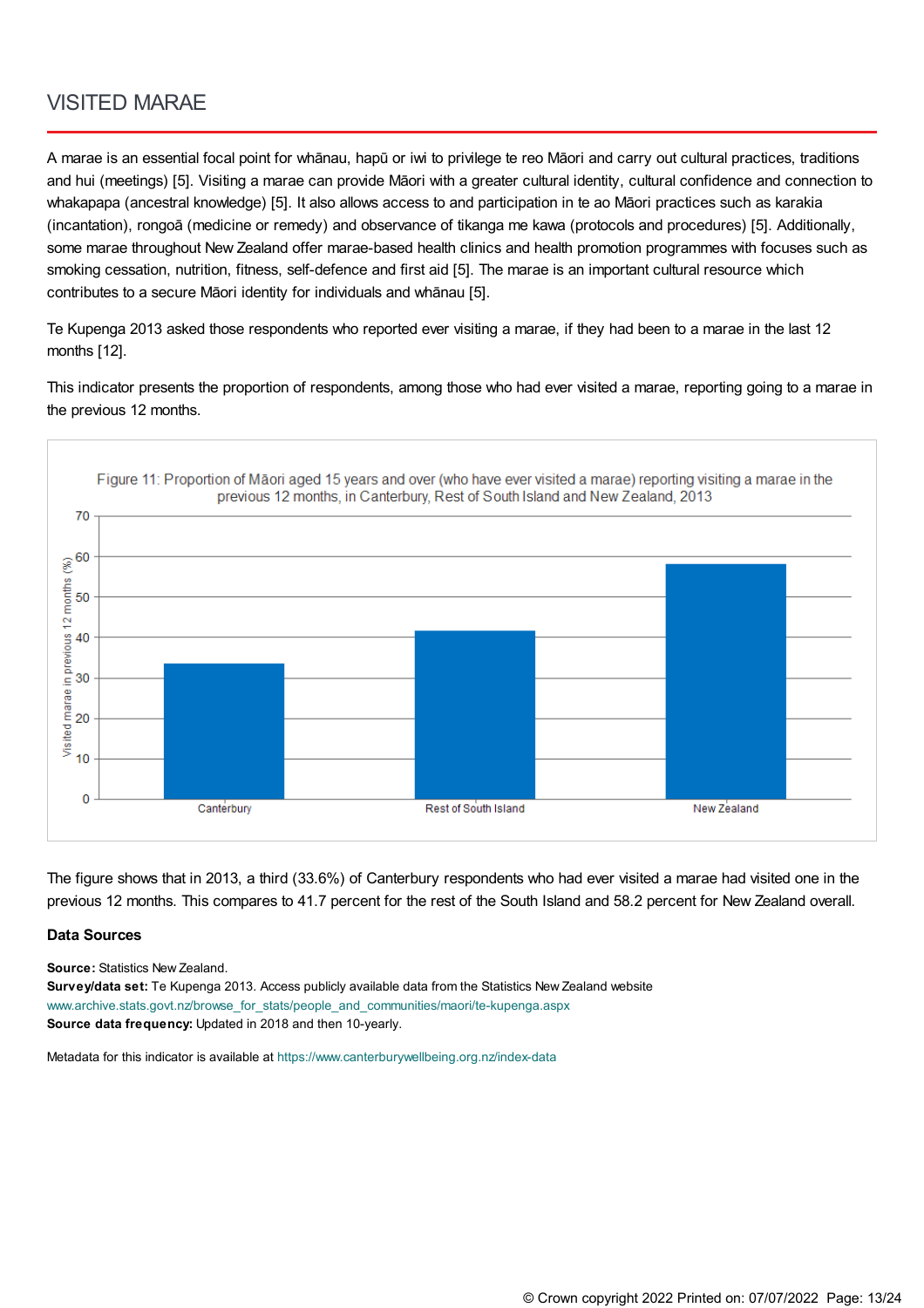# VISITED MARAE

A marae is an essential focal point for whānau, hapū or iwi to privilege te reo Māori and carry out cultural practices, traditions and hui (meetings) [5]. Visiting a marae can provide Māori with a greater cultural identity, cultural confidence and connection to whakapapa (ancestral knowledge) [5]. It also allows access to and participation in te ao Māori practices such as karakia (incantation), rongoā (medicine or remedy) and observance of tikanga me kawa (protocols and procedures) [5]. Additionally, some marae throughout New Zealand offer marae-based health clinics and health promotion programmes with focuses such as smoking cessation, nutrition, fitness, self-defence and first aid [5]. The marae is an important cultural resource which contributes to a secure Māori identity for individuals and whānau [5].

Te Kupenga 2013 asked those respondents who reported ever visiting a marae, if they had been to a marae in the last 12 months [12].

This indicator presents the proportion of respondents, among those who had ever visited a marae, reporting going to a marae in the previous 12 months.

Figure 11: Proportion of Māori aged 15 years and over (who have ever visited a marae) reporting visiting a marae in the previous 12 months, in Canterbury, Rest of South Island and New Zealand, 2013

| | Visited marae in previous 12 months (%) |
|---|---|
| Canterbury | 33.6 |
| Rest of South Island | 41.7 |
| New Zealand | 58.2 |

The figure shows that in 2013, a third (33.6%) of Canterbury respondents who had ever visited a marae had visited one in the previous 12 months. This compares to 41.7 percent for the rest of the South Island and 58.2 percent for New Zealand overall.

### Data Sources

**Source:** Statistics New Zealand.
**Survey/data set:** Te Kupenga 2013. Access publicly available data from the Statistics New Zealand website www.archive.stats.govt.nz/browse_for_stats/people_and_communities/maori/te-kupenga.aspx
**Source data frequency:** Updated in 2018 and then 10-yearly.

Metadata for this indicator is available at https://www.canterburywellbeing.org.nz/index-data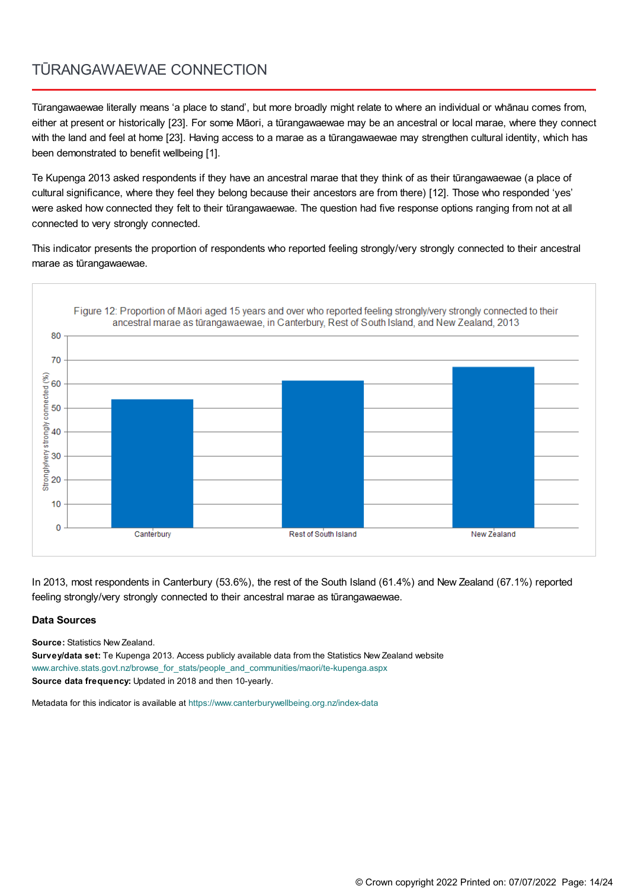# TŪRANGAWAEWAE CONNECTION

Tūrangawaewae literally means 'a place to stand', but more broadly might relate to where an individual or whānau comes from, either at present or historically [23]. For some Māori, a tūrangawaewae may be an ancestral or local marae, where they connect with the land and feel at home [23]. Having access to a marae as a tūrangawaewae may strengthen cultural identity, which has been demonstrated to benefit wellbeing [1].

Te Kupenga 2013 asked respondents if they have an ancestral marae that they think of as their tūrangawaewae (a place of cultural significance, where they feel they belong because their ancestors are from there) [12]. Those who responded 'yes' were asked how connected they felt to their tūrangawaewae. The question had five response options ranging from not at all connected to very strongly connected.

This indicator presents the proportion of respondents who reported feeling strongly/very strongly connected to their ancestral marae as tūrangawaewae.

Figure 12: Proportion of Māori aged 15 years and over who reported feeling strongly/very strongly connected to their ancestral marae as tūrangawaewae, in Canterbury, Rest of South Island, and New Zealand, 2013

In 2013, most respondents in Canterbury (53.6%), the rest of the South Island (61.4%) and New Zealand (67.1%) reported feeling strongly/very strongly connected to their ancestral marae as tūrangawaewae.

### Data Sources

**Source:** Statistics New Zealand.
**Survey/data set:** Te Kupenga 2013. Access publicly available data from the Statistics New Zealand website www.archive.stats.govt.nz/browse_for_stats/people_and_communities/maori/te-kupenga.aspx
**Source data frequency:** Updated in 2018 and then 10-yearly.

Metadata for this indicator is available at https://www.canterburywellbeing.org.nz/index-data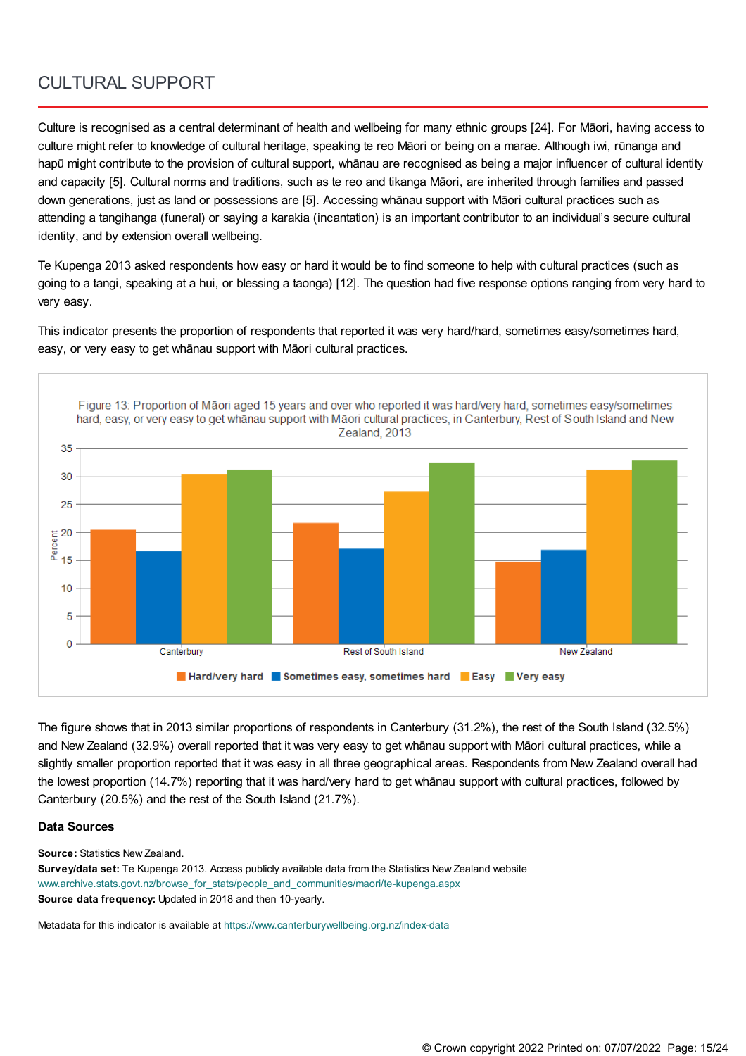# CULTURAL SUPPORT

Culture is recognised as a central determinant of health and wellbeing for many ethnic groups [24]. For Māori, having access to culture might refer to knowledge of cultural heritage, speaking te reo Māori or being on a marae. Although iwi, rūnanga and hapū might contribute to the provision of cultural support, whānau are recognised as being a major influencer of cultural identity and capacity [5]. Cultural norms and traditions, such as te reo and tikanga Māori, are inherited through families and passed down generations, just as land or possessions are [5]. Accessing whānau support with Māori cultural practices such as attending a tangihanga (funeral) or saying a karakia (incantation) is an important contributor to an individual's secure cultural identity, and by extension overall wellbeing.

Te Kupenga 2013 asked respondents how easy or hard it would be to find someone to help with cultural practices (such as going to a tangi, speaking at a hui, or blessing a taonga) [12]. The question had five response options ranging from very hard to very easy.

This indicator presents the proportion of respondents that reported it was very hard/hard, sometimes easy/sometimes hard, easy, or very easy to get whānau support with Māori cultural practices.

Figure 13: Proportion of Māori aged 15 years and over who reported it was hard/very hard, sometimes easy/sometimes hard, easy, or very easy to get whānau support with Māori cultural practices, in Canterbury, Rest of South Island and New Zealand, 2013

The figure shows that in 2013 similar proportions of respondents in Canterbury (31.2%), the rest of the South Island (32.5%) and New Zealand (32.9%) overall reported that it was very easy to get whānau support with Māori cultural practices, while a slightly smaller proportion reported that it was easy in all three geographical areas. Respondents from New Zealand overall had the lowest proportion (14.7%) reporting that it was hard/very hard to get whānau support with cultural practices, followed by Canterbury (20.5%) and the rest of the South Island (21.7%).

### Data Sources

**Source:** Statistics New Zealand.
**Survey/data set:** Te Kupenga 2013. Access publicly available data from the Statistics New Zealand website www.archive.stats.govt.nz/browse_for_stats/people_and_communities/maori/te-kupenga.aspx
**Source data frequency:** Updated in 2018 and then 10-yearly.

Metadata for this indicator is available at https://www.canterburywellbeing.org.nz/index-data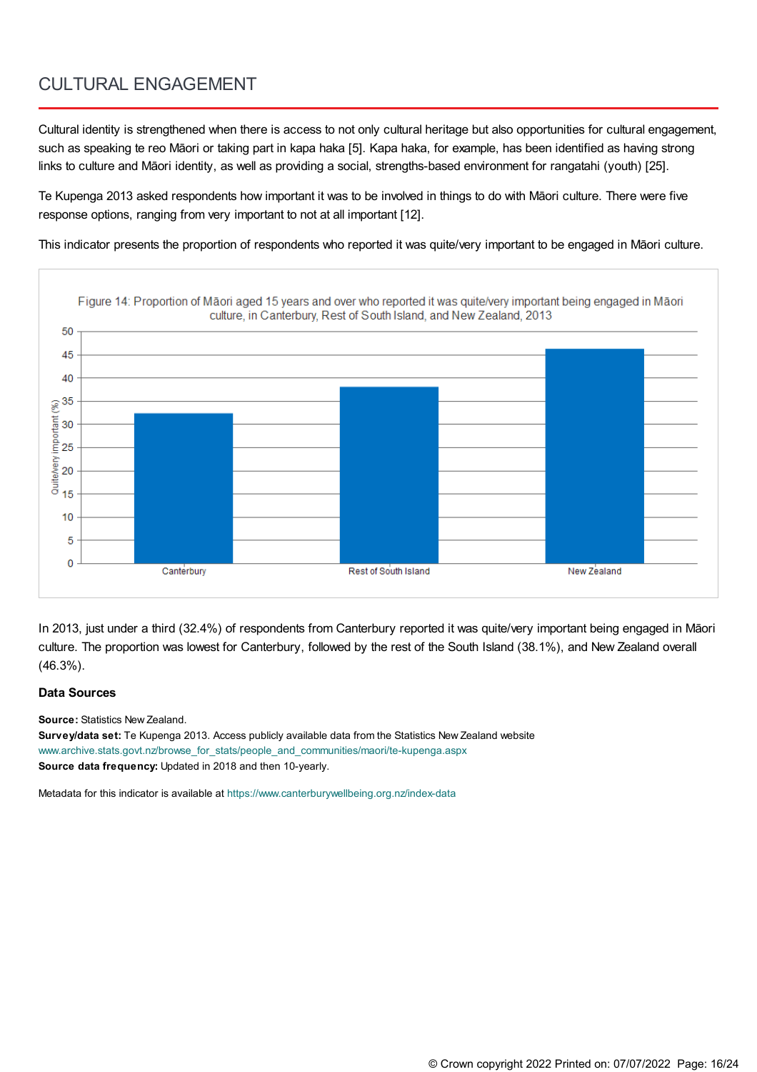# CULTURAL ENGAGEMENT

Cultural identity is strengthened when there is access to not only cultural heritage but also opportunities for cultural engagement, such as speaking te reo Māori or taking part in kapa haka [5]. Kapa haka, for example, has been identified as having strong links to culture and Māori identity, as well as providing a social, strengths-based environment for rangatahi (youth) [25].

Te Kupenga 2013 asked respondents how important it was to be involved in things to do with Māori culture. There were five response options, ranging from very important to not at all important [12].

This indicator presents the proportion of respondents who reported it was quite/very important to be engaged in Māori culture.

Figure 14: Proportion of Māori aged 15 years and over who reported it was quite/very important being engaged in Māori culture, in Canterbury, Rest of South Island, and New Zealand, 2013

| Area | Quite/very important (%) |
|---|---|
| Canterbury | 32.4 |
| Rest of South Island | 38.1 |
| New Zealand | 46.3 |

In 2013, just under a third (32.4%) of respondents from Canterbury reported it was quite/very important being engaged in Māori culture. The proportion was lowest for Canterbury, followed by the rest of the South Island (38.1%), and New Zealand overall (46.3%).

### Data Sources

**Source:** Statistics New Zealand.
**Survey/data set:** Te Kupenga 2013. Access publicly available data from the Statistics New Zealand website www.archive.stats.govt.nz/browse_for_stats/people_and_communities/maori/te-kupenga.aspx
**Source data frequency:** Updated in 2018 and then 10-yearly.

Metadata for this indicator is available at https://www.canterburywellbeing.org.nz/index-data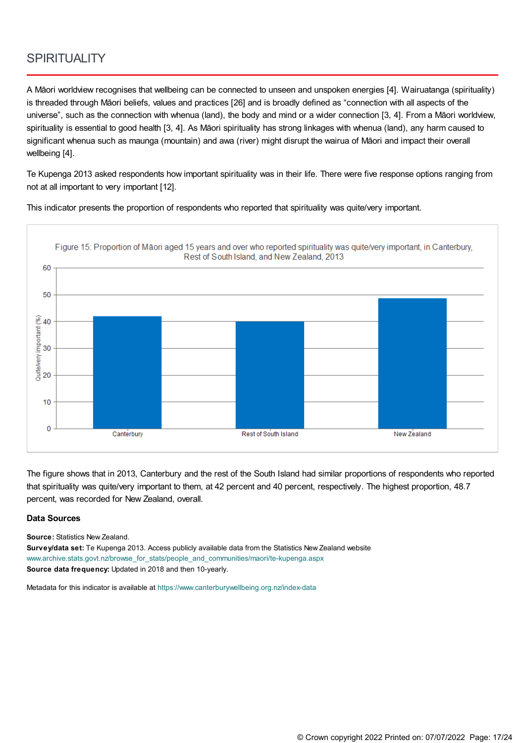# SPIRITUALITY

A Māori worldview recognises that wellbeing can be connected to unseen and unspoken energies [4]. Wairuatanga (spirituality) is threaded through Māori beliefs, values and practices [26] and is broadly defined as "connection with all aspects of the universe", such as the connection with whenua (land), the body and mind or a wider connection [3, 4]. From a Māori worldview, spirituality is essential to good health [3, 4]. As Māori spirituality has strong linkages with whenua (land), any harm caused to significant whenua such as maunga (mountain) and awa (river) might disrupt the wairua of Māori and impact their overall wellbeing [4].

Te Kupenga 2013 asked respondents how important spirituality was in their life. There were five response options ranging from not at all important to very important [12].

This indicator presents the proportion of respondents who reported that spirituality was quite/very important.

Figure 15: Proportion of Māori aged 15 years and over who reported spirituality was quite/very important, in Canterbury, Rest of South Island, and New Zealand, 2013

The figure shows that in 2013, Canterbury and the rest of the South Island had similar proportions of respondents who reported that spirituality was quite/very important to them, at 42 percent and 40 percent, respectively. The highest proportion, 48.7 percent, was recorded for New Zealand, overall.

### Data Sources

**Source:** Statistics New Zealand.
**Survey/data set:** Te Kupenga 2013. Access publicly available data from the Statistics New Zealand website www.archive.stats.govt.nz/browse_for_stats/people_and_communities/maori/te-kupenga.aspx
**Source data frequency:** Updated in 2018 and then 10-yearly.

Metadata for this indicator is available at https://www.canterburywellbeing.org.nz/index-data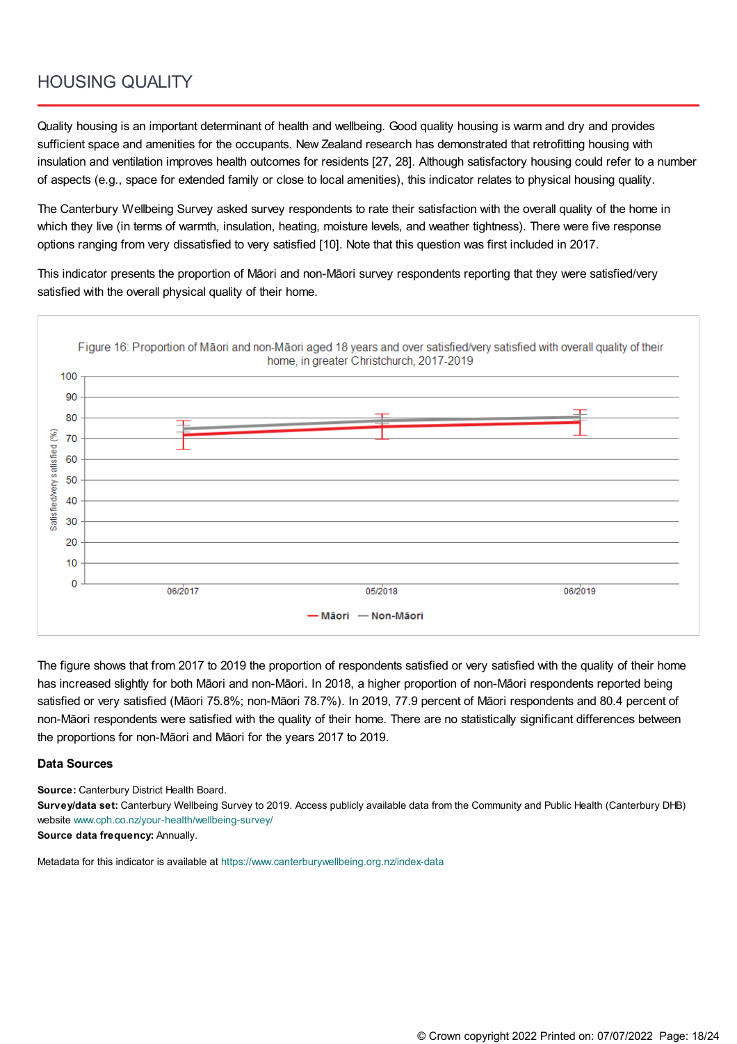# HOUSING QUALITY

Quality housing is an important determinant of health and wellbeing. Good quality housing is warm and dry and provides sufficient space and amenities for the occupants. New Zealand research has demonstrated that retrofitting housing with insulation and ventilation improves health outcomes for residents [27, 28]. Although satisfactory housing could refer to a number of aspects (e.g., space for extended family or close to local amenities), this indicator relates to physical housing quality.

The Canterbury Wellbeing Survey asked survey respondents to rate their satisfaction with the overall quality of the home in which they live (in terms of warmth, insulation, heating, moisture levels, and weather tightness). There were five response options ranging from very dissatisfied to very satisfied [10]. Note that this question was first included in 2017.

This indicator presents the proportion of Māori and non-Māori survey respondents reporting that they were satisfied/very satisfied with the overall physical quality of their home.

Figure 16: Proportion of Māori and non-Māori aged 18 years and over satisfied/very satisfied with overall quality of their home, in greater Christchurch, 2017-2019

The figure shows that from 2017 to 2019 the proportion of respondents satisfied or very satisfied with the quality of their home has increased slightly for both Māori and non-Māori. In 2018, a higher proportion of non-Māori respondents reported being satisfied or very satisfied (Māori 75.8%; non-Māori 78.7%). In 2019, 77.9 percent of Māori respondents and 80.4 percent of non-Māori respondents were satisfied with the quality of their home. There are no statistically significant differences between the proportions for non-Māori and Māori for the years 2017 to 2019.

### Data Sources

**Source:** Canterbury District Health Board.
**Survey/data set:** Canterbury Wellbeing Survey to 2019. Access publicly available data from the Community and Public Health (Canterbury DHB) website www.cph.co.nz/your-health/wellbeing-survey/
**Source data frequency:** Annually.

Metadata for this indicator is available at https://www.canterburywellbeing.org.nz/index-data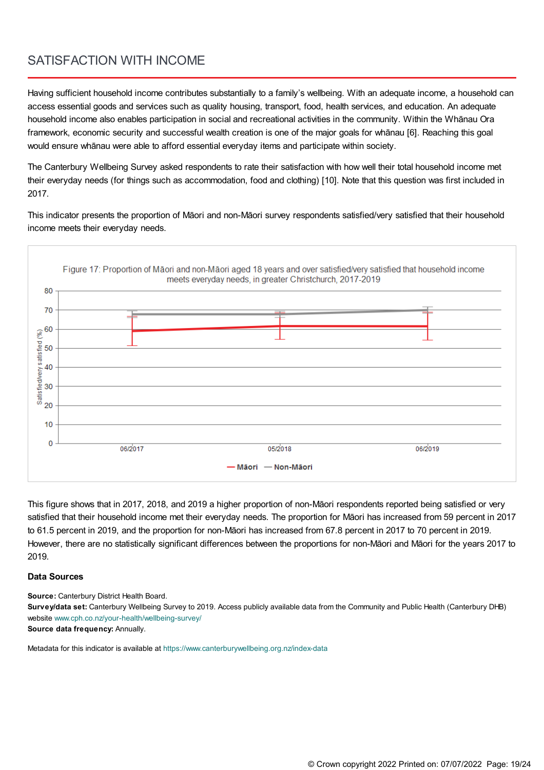# SATISFACTION WITH INCOME

Having sufficient household income contributes substantially to a family's wellbeing. With an adequate income, a household can access essential goods and services such as quality housing, transport, food, health services, and education. An adequate household income also enables participation in social and recreational activities in the community. Within the Whānau Ora framework, economic security and successful wealth creation is one of the major goals for whānau [6]. Reaching this goal would ensure whānau were able to afford essential everyday items and participate within society.

The Canterbury Wellbeing Survey asked respondents to rate their satisfaction with how well their total household income met their everyday needs (for things such as accommodation, food and clothing) [10]. Note that this question was first included in 2017.

This indicator presents the proportion of Māori and non-Māori survey respondents satisfied/very satisfied that their household income meets their everyday needs.

Figure 17: Proportion of Māori and non-Māori aged 18 years and over satisfied/very satisfied that household income meets everyday needs, in greater Christchurch, 2017-2019

This figure shows that in 2017, 2018, and 2019 a higher proportion of non-Māori respondents reported being satisfied or very satisfied that their household income met their everyday needs. The proportion for Māori has increased from 59 percent in 2017 to 61.5 percent in 2019, and the proportion for non-Māori has increased from 67.8 percent in 2017 to 70 percent in 2019. However, there are no statistically significant differences between the proportions for non-Māori and Māori for the years 2017 to 2019.

**Data Sources**

**Source:** Canterbury District Health Board.
**Survey/data set:** Canterbury Wellbeing Survey to 2019. Access publicly available data from the Community and Public Health (Canterbury DHB) website www.cph.co.nz/your-health/wellbeing-survey/
**Source data frequency:** Annually.

Metadata for this indicator is available at https://www.canterburywellbeing.org.nz/index-data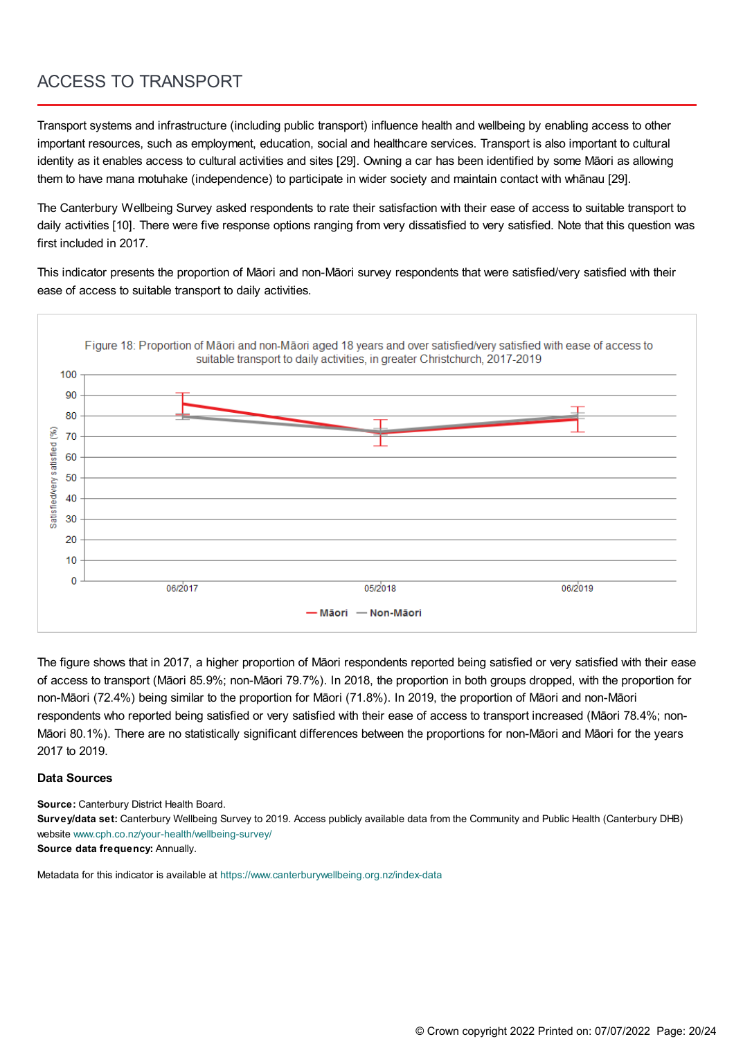## ACCESS TO TRANSPORT

Transport systems and infrastructure (including public transport) influence health and wellbeing by enabling access to other important resources, such as employment, education, social and healthcare services. Transport is also important to cultural identity as it enables access to cultural activities and sites [29]. Owning a car has been identified by some Māori as allowing them to have mana motuhake (independence) to participate in wider society and maintain contact with whānau [29].

The Canterbury Wellbeing Survey asked respondents to rate their satisfaction with their ease of access to suitable transport to daily activities [10]. There were five response options ranging from very dissatisfied to very satisfied. Note that this question was first included in 2017.

This indicator presents the proportion of Māori and non-Māori survey respondents that were satisfied/very satisfied with their ease of access to suitable transport to daily activities.

Figure 18: Proportion of Māori and non-Māori aged 18 years and over satisfied/very satisfied with ease of access to suitable transport to daily activities, in greater Christchurch, 2017-2019

The figure shows that in 2017, a higher proportion of Māori respondents reported being satisfied or very satisfied with their ease of access to transport (Māori 85.9%; non-Māori 79.7%). In 2018, the proportion in both groups dropped, with the proportion for non-Māori (72.4%) being similar to the proportion for Māori (71.8%). In 2019, the proportion of Māori and non-Māori respondents who reported being satisfied or very satisfied with their ease of access to transport increased (Māori 78.4%; non-Māori 80.1%). There are no statistically significant differences between the proportions for non-Māori and Māori for the years 2017 to 2019.

**Data Sources**

**Source:** Canterbury District Health Board.
**Survey/data set:** Canterbury Wellbeing Survey to 2019. Access publicly available data from the Community and Public Health (Canterbury DHB) website www.cph.co.nz/your-health/wellbeing-survey/
**Source data frequency:** Annually.

Metadata for this indicator is available at https://www.canterburywellbeing.org.nz/index-data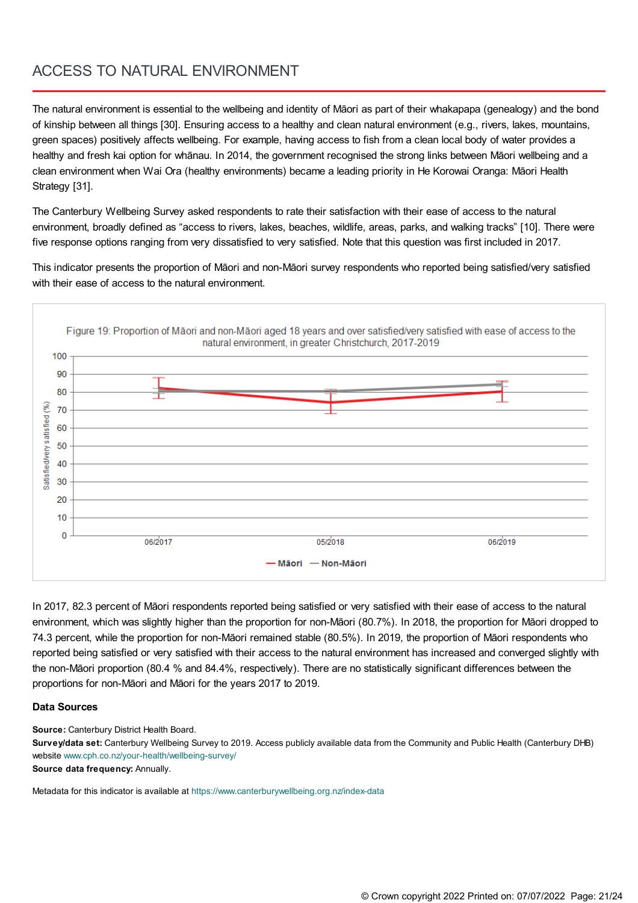# ACCESS TO NATURAL ENVIRONMENT

The natural environment is essential to the wellbeing and identity of Māori as part of their whakapapa (genealogy) and the bond of kinship between all things [30]. Ensuring access to a healthy and clean natural environment (e.g., rivers, lakes, mountains, green spaces) positively affects wellbeing. For example, having access to fish from a clean local body of water provides a healthy and fresh kai option for whānau. In 2014, the government recognised the strong links between Māori wellbeing and a clean environment when Wai Ora (healthy environments) became a leading priority in He Korowai Oranga: Māori Health Strategy [31].

The Canterbury Wellbeing Survey asked respondents to rate their satisfaction with their ease of access to the natural environment, broadly defined as "access to rivers, lakes, beaches, wildlife, areas, parks, and walking tracks" [10]. There were five response options ranging from very dissatisfied to very satisfied. Note that this question was first included in 2017.

This indicator presents the proportion of Māori and non-Māori survey respondents who reported being satisfied/very satisfied with their ease of access to the natural environment.

Figure 19: Proportion of Māori and non-Māori aged 18 years and over satisfied/very satisfied with ease of access to the natural environment, in greater Christchurch, 2017-2019

In 2017, 82.3 percent of Māori respondents reported being satisfied or very satisfied with their ease of access to the natural environment, which was slightly higher than the proportion for non-Māori (80.7%). In 2018, the proportion for Māori dropped to 74.3 percent, while the proportion for non-Māori remained stable (80.5%). In 2019, the proportion of Māori respondents who reported being satisfied or very satisfied with their access to the natural environment has increased and converged slightly with the non-Māori proportion (80.4 % and 84.4%, respectively). There are no statistically significant differences between the proportions for non-Māori and Māori for the years 2017 to 2019.

### Data Sources

**Source:** Canterbury District Health Board.
**Survey/data set:** Canterbury Wellbeing Survey to 2019. Access publicly available data from the Community and Public Health (Canterbury DHB) website www.cph.co.nz/your-health/wellbeing-survey/
**Source data frequency:** Annually.

Metadata for this indicator is available at https://www.canterburywellbeing.org.nz/index-data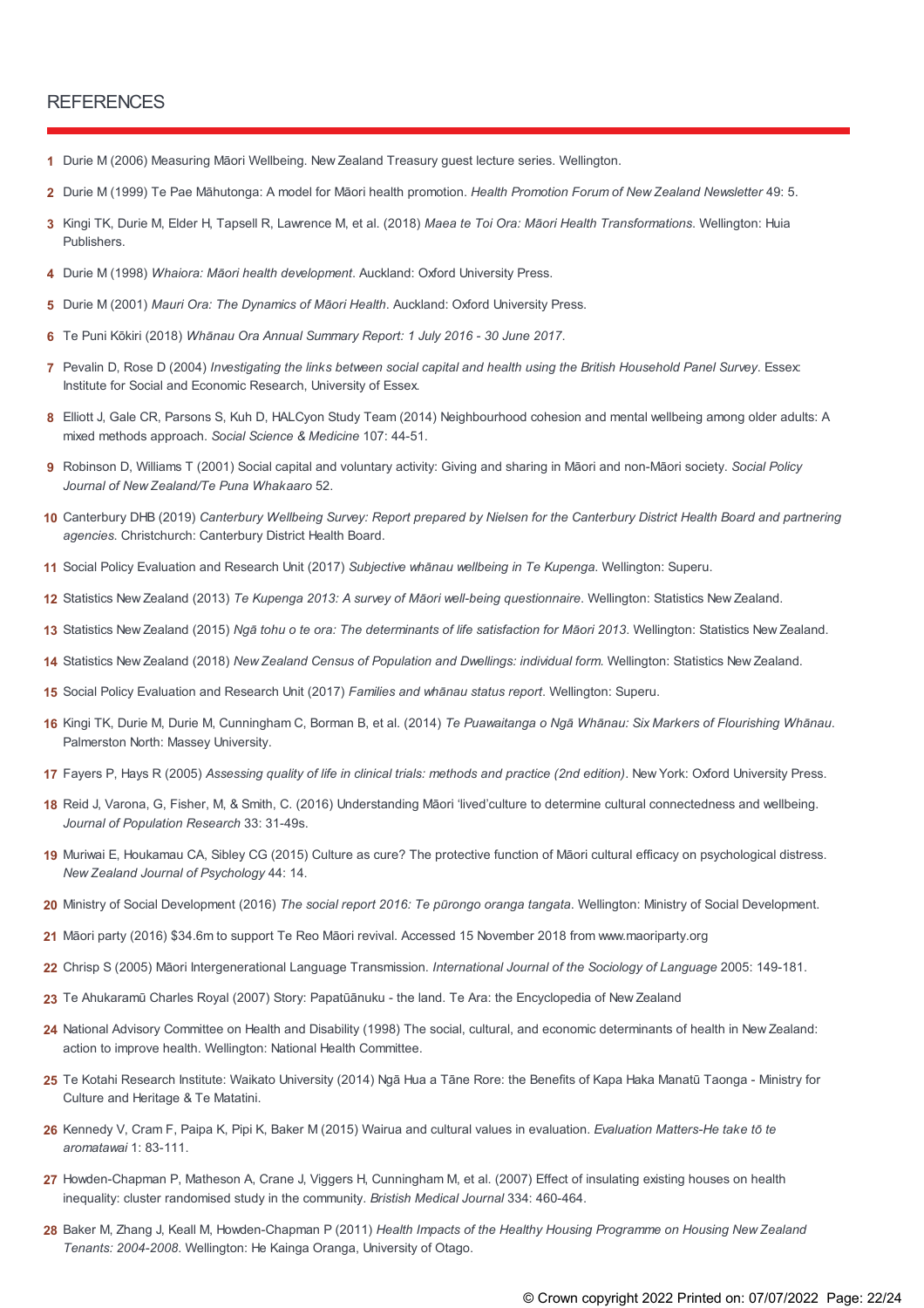## REFERENCES

1. Durie M (2006) Measuring Māori Wellbeing. New Zealand Treasury guest lecture series. Wellington.
2. Durie M (1999) Te Pae Māhutonga: A model for Māori health promotion. *Health Promotion Forum of New Zealand Newsletter* 49: 5.
3. Kingi TK, Durie M, Elder H, Tapsell R, Lawrence M, et al. (2018) *Maea te Toi Ora: Māori Health Transformations*. Wellington: Huia Publishers.
4. Durie M (1998) *Whaiora: Māori health development*. Auckland: Oxford University Press.
5. Durie M (2001) *Mauri Ora: The Dynamics of Māori Health*. Auckland: Oxford University Press.
6. Te Puni Kōkiri (2018) *Whānau Ora Annual Summary Report: 1 July 2016 - 30 June 2017*.
7. Pevalin D, Rose D (2004) *Investigating the links between social capital and health using the British Household Panel Survey*. Essex: Institute for Social and Economic Research, University of Essex.
8. Elliott J, Gale CR, Parsons S, Kuh D, HALCyon Study Team (2014) Neighbourhood cohesion and mental wellbeing among older adults: A mixed methods approach. *Social Science & Medicine* 107: 44-51.
9. Robinson D, Williams T (2001) Social capital and voluntary activity: Giving and sharing in Māori and non-Māori society. *Social Policy Journal of New Zealand/Te Puna Whakaaro* 52.
10. Canterbury DHB (2019) *Canterbury Wellbeing Survey: Report prepared by Nielsen for the Canterbury District Health Board and partnering agencies.* Christchurch: Canterbury District Health Board.
11. Social Policy Evaluation and Research Unit (2017) *Subjective whānau wellbeing in Te Kupenga*. Wellington: Superu.
12. Statistics New Zealand (2013) *Te Kupenga 2013: A survey of Māori well-being questionnaire*. Wellington: Statistics New Zealand.
13. Statistics New Zealand (2015) *Ngā tohu o te ora: The determinants of life satisfaction for Māori 2013*. Wellington: Statistics New Zealand.
14. Statistics New Zealand (2018) *New Zealand Census of Population and Dwellings: individual form*. Wellington: Statistics New Zealand.
15. Social Policy Evaluation and Research Unit (2017) *Families and whānau status report*. Wellington: Superu.
16. Kingi TK, Durie M, Durie M, Cunningham C, Borman B, et al. (2014) *Te Puawaitanga o Ngā Whānau: Six Markers of Flourishing Whānau*. Palmerston North: Massey University.
17. Fayers P, Hays R (2005) *Assessing quality of life in clinical trials: methods and practice (2nd edition)*. New York: Oxford University Press.
18. Reid J, Varona, G, Fisher, M, & Smith, C. (2016) Understanding Māori 'lived'culture to determine cultural connectedness and wellbeing. *Journal of Population Research* 33: 31-49s.
19. Muriwai E, Houkamau CA, Sibley CG (2015) Culture as cure? The protective function of Māori cultural efficacy on psychological distress. *New Zealand Journal of Psychology* 44: 14.
20. Ministry of Social Development (2016) *The social report 2016: Te pūrongo oranga tangata*. Wellington: Ministry of Social Development.
21. Māori party (2016) $34.6m to support Te Reo Māori revival. Accessed 15 November 2018 from www.maoriparty.org
22. Chrisp S (2005) Māori Intergenerational Language Transmission. *International Journal of the Sociology of Language* 2005: 149-181.
23. Te Ahukaramū Charles Royal (2007) Story: Papatūānuku - the land. Te Ara: the Encyclopedia of New Zealand
24. National Advisory Committee on Health and Disability (1998) The social, cultural, and economic determinants of health in New Zealand: action to improve health. Wellington: National Health Committee.
25. Te Kotahi Research Institute: Waikato University (2014) Ngā Hua a Tāne Rore: the Benefits of Kapa Haka Manatū Taonga - Ministry for Culture and Heritage & Te Matatini.
26. Kennedy V, Cram F, Paipa K, Pipi K, Baker M (2015) Wairua and cultural values in evaluation. *Evaluation Matters-He take tō te aromatawai* 1: 83-111.
27. Howden-Chapman P, Matheson A, Crane J, Viggers H, Cunningham M, et al. (2007) Effect of insulating existing houses on health inequality: cluster randomised study in the community. *Bristish Medical Journal* 334: 460-464.
28. Baker M, Zhang J, Keall M, Howden-Chapman P (2011) *Health Impacts of the Healthy Housing Programme on Housing New Zealand Tenants: 2004-2008*. Wellington: He Kainga Oranga, University of Otago.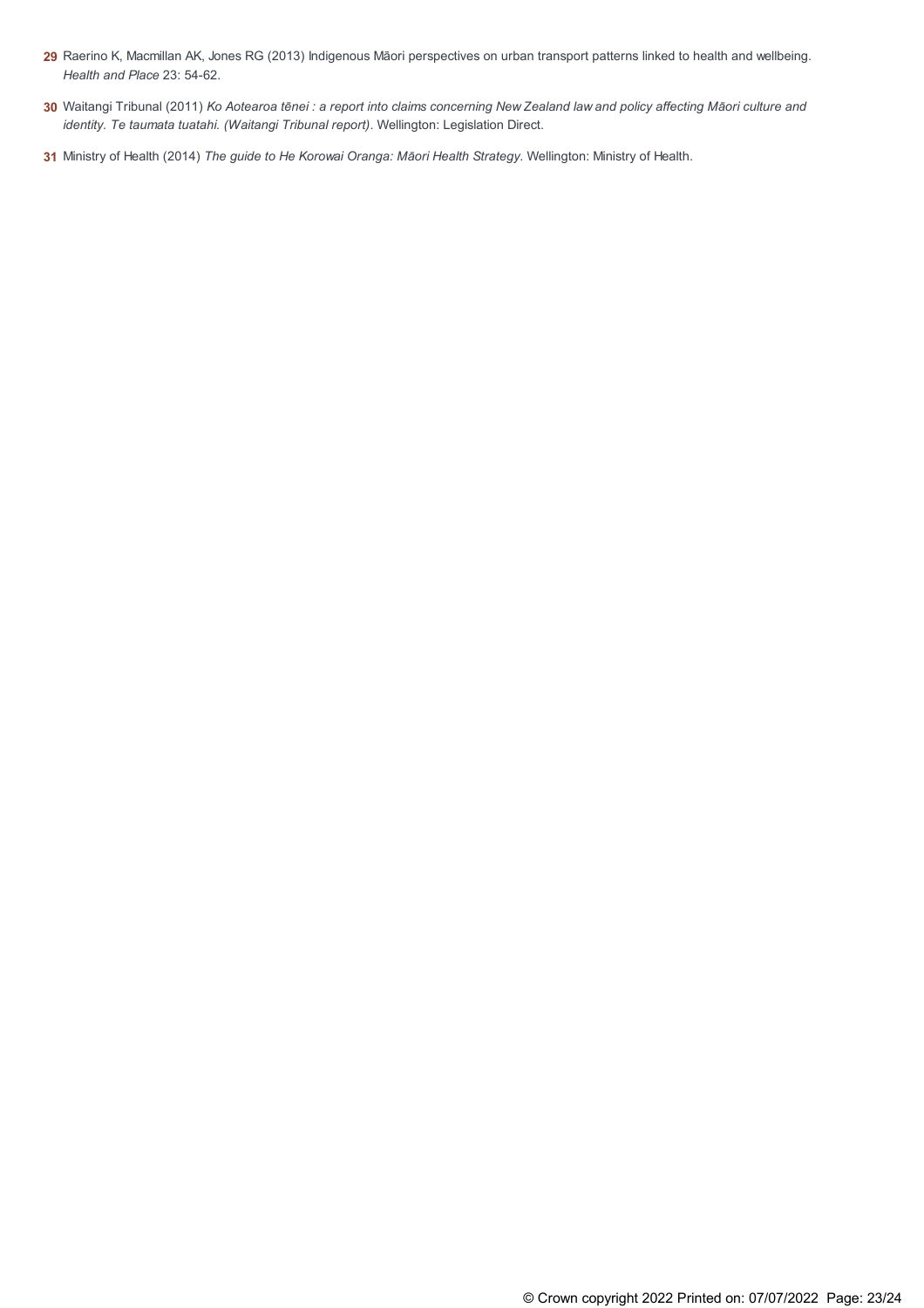**29** Raerino K, Macmillan AK, Jones RG (2013) Indigenous Māori perspectives on urban transport patterns linked to health and wellbeing. *Health and Place* 23: 54-62.

**30** Waitangi Tribunal (2011) *Ko Aotearoa tēnei : a report into claims concerning New Zealand law and policy affecting Māori culture and identity. Te taumata tuatahi. (Waitangi Tribunal report)*. Wellington: Legislation Direct.

**31** Ministry of Health (2014) *The guide to He Korowai Oranga: Māori Health Strategy*. Wellington: Ministry of Health.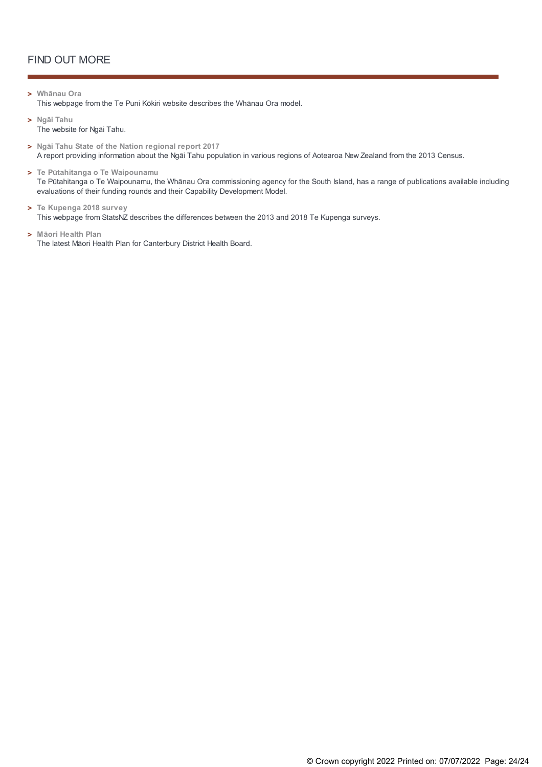## FIND OUT MORE

- **Whānau Ora**
  This webpage from the Te Puni Kōkiri website describes the Whānau Ora model.
- **Ngāi Tahu**
  The website for Ngāi Tahu.
- **Ngāi Tahu State of the Nation regional report 2017**
  A report providing information about the Ngāi Tahu population in various regions of Aotearoa New Zealand from the 2013 Census.
- **Te Pūtahitanga o Te Waipounamu**
  Te Pūtahitanga o Te Waipounamu, the Whānau Ora commissioning agency for the South Island, has a range of publications available including evaluations of their funding rounds and their Capability Development Model.
- **Te Kupenga 2018 survey**
  This webpage from StatsNZ describes the differences between the 2013 and 2018 Te Kupenga surveys.
- **Māori Health Plan**
  The latest Māori Health Plan for Canterbury District Health Board.